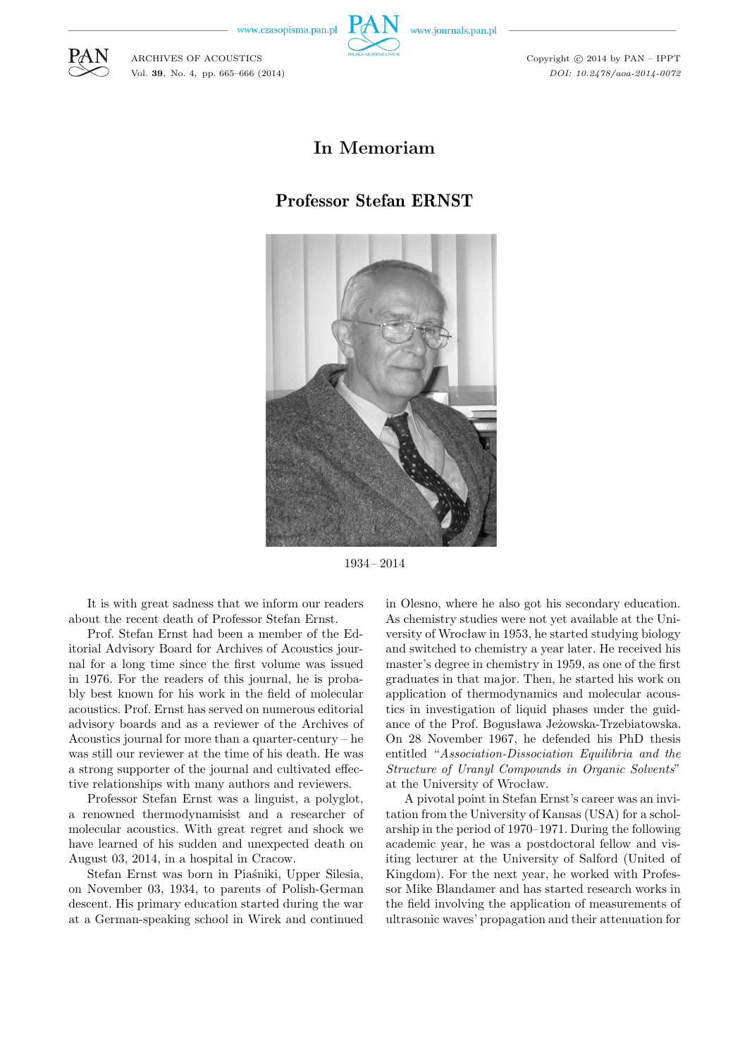# In Memoriam

## Professor Stefan ERNST

1934 – 2014

It is with great sadness that we inform our readers about the recent death of Professor Stefan Ernst.

Prof. Stefan Ernst had been a member of the Editorial Advisory Board for Archives of Acoustics journal for a long time since the first volume was issued in 1976. For the readers of this journal, he is probably best known for his work in the field of molecular acoustics. Prof. Ernst has served on numerous editorial advisory boards and as a reviewer of the Archives of Acoustics journal for more than a quarter-century – he was still our reviewer at the time of his death. He was a strong supporter of the journal and cultivated effective relationships with many authors and reviewers.

Professor Stefan Ernst was a linguist, a polyglot, a renowned thermodynamisist and a researcher of molecular acoustics. With great regret and shock we have learned of his sudden and unexpected death on August 03, 2014, in a hospital in Cracow.

Stefan Ernst was born in Piaśniki, Upper Silesia, on November 03, 1934, to parents of Polish-German descent. His primary education started during the war at a German-speaking school in Wirek and continued in Olesno, where he also got his secondary education. As chemistry studies were not yet available at the University of Wrocław in 1953, he started studying biology and switched to chemistry a year later. He received his master's degree in chemistry in 1959, as one of the first graduates in that major. Then, he started his work on application of thermodynamics and molecular acoustics in investigation of liquid phases under the guidance of the Prof. Bogusława Jeżowska-Trzebiatowska. On 28 November 1967, he defended his PhD thesis entitled "*Association-Dissociation Equilibria and the Structure of Uranyl Compounds in Organic Solvents*" at the University of Wrocław.

A pivotal point in Stefan Ernst's career was an invitation from the University of Kansas (USA) for a scholarship in the period of 1970–1971. During the following academic year, he was a postdoctoral fellow and visiting lecturer at the University of Salford (United of Kingdom). For the next year, he worked with Professor Mike Blandamer and has started research works in the field involving the application of measurements of ultrasonic waves' propagation and their attenuation for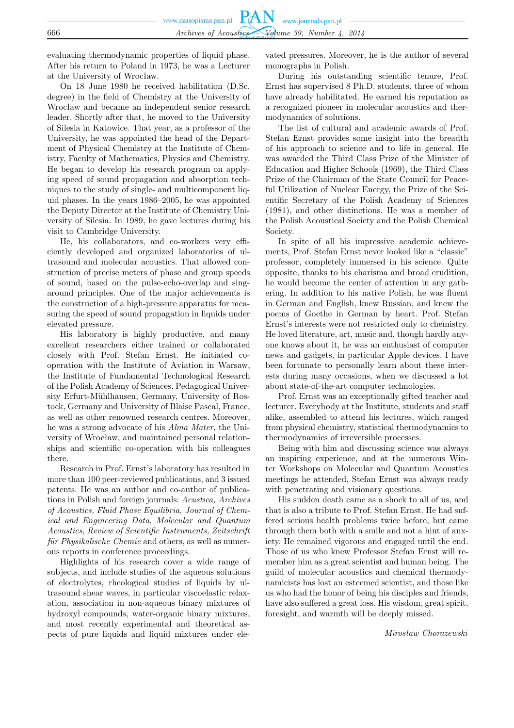evaluating thermodynamic properties of liquid phase. After his return to Poland in 1973, he was a Lecturer at the University of Wrocław.

On 18 June 1980 he received habilitation (D.Sc. degree) in the field of Chemistry at the University of Wrocław and became an independent senior research leader. Shortly after that, he moved to the University of Silesia in Katowice. That year, as a professor of the University, he was appointed the head of the Department of Physical Chemistry at the Institute of Chemistry, Faculty of Mathematics, Physics and Chemistry. He began to develop his research program on applying speed of sound propagation and absorption techniques to the study of single- and multicomponent liquid phases. In the years 1986–2005, he was appointed the Deputy Director at the Institute of Chemistry University of Silesia. In 1989, he gave lectures during his visit to Cambridge University.

He, his collaborators, and co-workers very efficiently developed and organized laboratories of ultrasound and molecular acoustics. That allowed construction of precise meters of phase and group speeds of sound, based on the pulse-echo-overlap and sing-around principles. One of the major achievements is the construction of a high-pressure apparatus for measuring the speed of sound propagation in liquids under elevated pressure.

His laboratory is highly productive, and many excellent researchers either trained or collaborated closely with Prof. Stefan Ernst. He initiated cooperation with the Institute of Aviation in Warsaw, the Institute of Fundamental Technological Research of the Polish Academy of Sciences, Pedagogical University Erfurt-Mühlhausen, Germany, University of Rostock, Germany and University of Blaise Pascal, France, as well as other renowned research centres. Moreover, he was a strong advocate of his *Alma Mater*, the University of Wrocław, and maintained personal relationships and scientific co-operation with his colleagues there.

Research in Prof. Ernst's laboratory has resulted in more than 100 peer-reviewed publications, and 3 issued patents. He was an author and co-author of publications in Polish and foreign journals: *Acustica, Archives of Acoustics, Fluid Phase Equilibria, Journal of Chemical and Engineering Data*, *Molecular and Quantum Acoustics, Review of Scientific Instruments, Zeitschrift für Physikalische Chemie* and others, as well as numerous reports in conference proceedings.

Highlights of his research cover a wide range of subjects, and include studies of the aqueous solutions of electrolytes, rheological studies of liquids by ultrasound shear waves, in particular viscoelastic relaxation, association in non-aqueous binary mixtures of hydroxyl compounds, water-organic binary mixtures, and most recently experimental and theoretical aspects of pure liquids and liquid mixtures under elevated pressures. Moreover, he is the author of several monographs in Polish.

During his outstanding scientific tenure, Prof. Ernst has supervised 8 Ph.D. students, three of whom have already habilitated. He earned his reputation as a recognized pioneer in molecular acoustics and thermodynamics of solutions.

The list of cultural and academic awards of Prof. Stefan Ernst provides some insight into the breadth of his approach to science and to life in general. He was awarded the Third Class Prize of the Minister of Education and Higher Schools (1969), the Third Class Prize of the Chairman of the State Council for Peaceful Utilization of Nuclear Energy, the Prize of the Scientific Secretary of the Polish Academy of Sciences (1981), and other distinctions. He was a member of the Polish Acoustical Society and the Polish Chemical Society.

In spite of all his impressive academic achievements, Prof. Stefan Ernst never looked like a "classic" professor, completely immersed in his science. Quite opposite, thanks to his charisma and broad erudition, he would become the center of attention in any gathering. In addition to his native Polish, he was fluent in German and English, knew Russian, and knew the poems of Goethe in German by heart. Prof. Stefan Ernst's interests were not restricted only to chemistry. He loved literature, art, music and, though hardly anyone knows about it, he was an enthusiast of computer news and gadgets, in particular Apple devices. I have been fortunate to personally learn about these interests during many occasions, when we discussed a lot about state-of-the-art computer technologies.

Prof. Ernst was an exceptionally gifted teacher and lecturer. Everybody at the Institute, students and staff alike, assembled to attend his lectures, which ranged from physical chemistry, statistical thermodynamics to thermodynamics of irreversible processes.

Being with him and discussing science was always an inspiring experience, and at the numerous Winter Workshops on Molecular and Quantum Acoustics meetings he attended, Stefan Ernst was always ready with penetrating and visionary questions.

His sudden death came as a shock to all of us, and that is also a tribute to Prof. Stefan Ernst. He had suffered serious health problems twice before, but came through them both with a smile and not a hint of anxiety. He remained vigorous and engaged until the end. Those of us who knew Professor Stefan Ernst will remember him as a great scientist and human being. The guild of molecular acoustics and chemical thermodynamicists has lost an esteemed scientist, and those like us who had the honor of being his disciples and friends, have also suffered a great loss. His wisdom, great spirit, foresight, and warmth will be deeply missed.

*Mirosław Chorazewski*